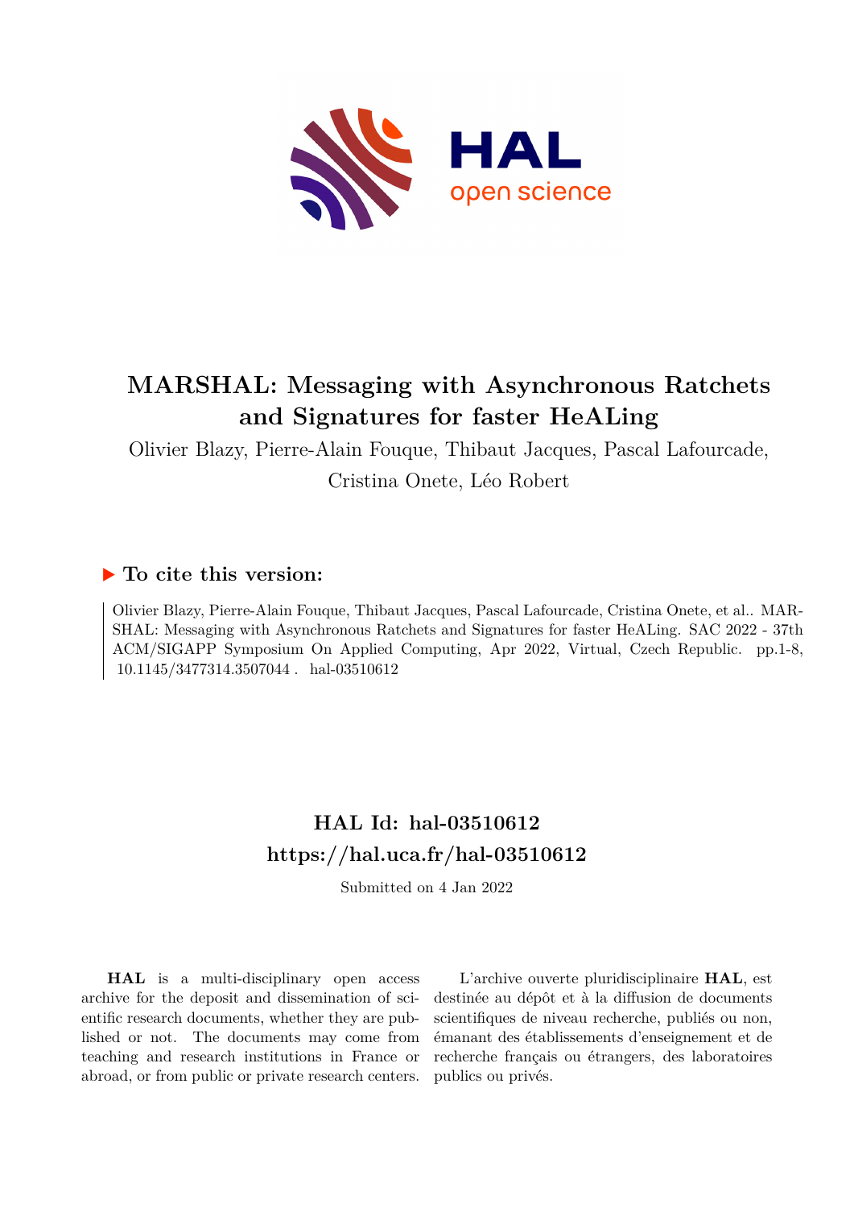# MARSHAL: Messaging with Asynchronous Ratchets and Signatures for faster HeALing

Olivier Blazy, Pierre-Alain Fouque, Thibaut Jacques, Pascal Lafourcade, Cristina Onete, Léo Robert

## ▶ To cite this version:

Olivier Blazy, Pierre-Alain Fouque, Thibaut Jacques, Pascal Lafourcade, Cristina Onete, et al.. MARSHAL: Messaging with Asynchronous Ratchets and Signatures for faster HeALing. SAC 2022 - 37th ACM/SIGAPP Symposium On Applied Computing, Apr 2022, Virtual, Czech Republic. pp.1-8, 10.1145/3477314.3507044 . hal-03510612

## HAL Id: hal-03510612
## https://hal.uca.fr/hal-03510612

Submitted on 4 Jan 2022

**HAL** is a multi-disciplinary open access archive for the deposit and dissemination of scientific research documents, whether they are published or not. The documents may come from teaching and research institutions in France or abroad, or from public or private research centers.

L'archive ouverte pluridisciplinaire **HAL**, est destinée au dépôt et à la diffusion de documents scientifiques de niveau recherche, publiés ou non, émanant des établissements d'enseignement et de recherche français ou étrangers, des laboratoires publics ou privés.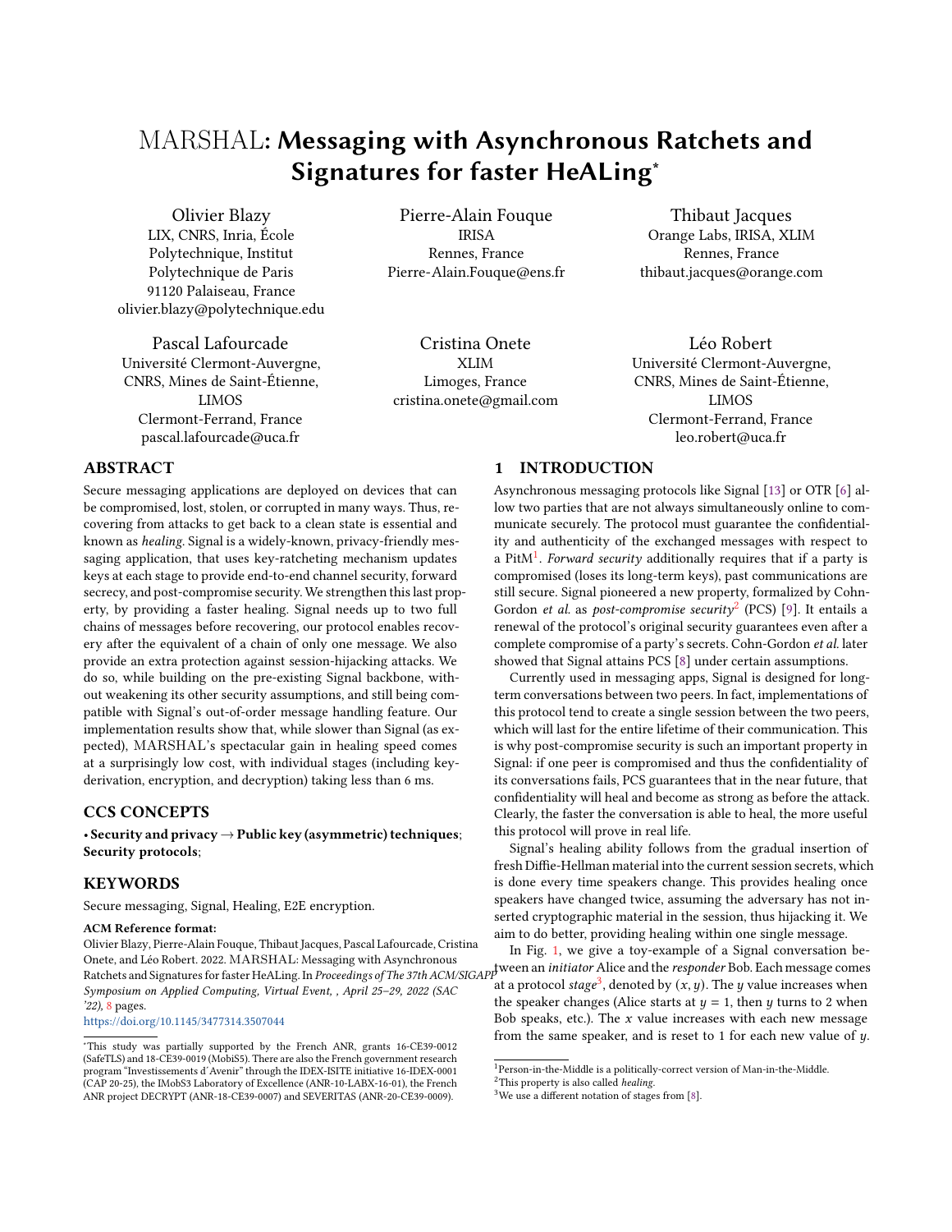# MARSHAL: Messaging with Asynchronous Ratchets and Signatures for faster HeALing*

Olivier Blazy
LIX, CNRS, Inria, École Polytechnique, Institut Polytechnique de Paris
91120 Palaiseau, France
olivier.blazy@polytechnique.edu

Pierre-Alain Fouque
IRISA
Rennes, France
Pierre-Alain.Fouque@ens.fr

Thibaut Jacques
Orange Labs, IRISA, XLIM
Rennes, France
thibaut.jacques@orange.com

Pascal Lafourcade
Université Clermont-Auvergne, CNRS, Mines de Saint-Étienne, LIMOS
Clermont-Ferrand, France
pascal.lafourcade@uca.fr

Cristina Onete
XLIM
Limoges, France
cristina.onete@gmail.com

Léo Robert
Université Clermont-Auvergne, CNRS, Mines de Saint-Étienne, LIMOS
Clermont-Ferrand, France
leo.robert@uca.fr

## ABSTRACT

Secure messaging applications are deployed on devices that can be compromised, lost, stolen, or corrupted in many ways. Thus, recovering from attacks to get back to a clean state is essential and known as *healing*. Signal is a widely-known, privacy-friendly messaging application, that uses key-ratcheting mechanism updates keys at each stage to provide end-to-end channel security, forward secrecy, and post-compromise security. We strengthen this last property, by providing a faster healing. Signal needs up to two full chains of messages before recovering, our protocol enables recovery after the equivalent of a chain of only one message. We also provide an extra protection against session-hijacking attacks. We do so, while building on the pre-existing Signal backbone, without weakening its other security assumptions, and still being compatible with Signal's out-of-order message handling feature. Our implementation results show that, while slower than Signal (as expected), MARSHAL's spectacular gain in healing speed comes at a surprisingly low cost, with individual stages (including key-derivation, encryption, and decryption) taking less than 6 ms.

## CCS CONCEPTS

• **Security and privacy → Public key (asymmetric) techniques**; **Security protocols**;

## KEYWORDS

Secure messaging, Signal, Healing, E2E encryption.

**ACM Reference format:**
Olivier Blazy, Pierre-Alain Fouque, Thibaut Jacques, Pascal Lafourcade, Cristina Onete, and Léo Robert. 2022. MARSHAL: Messaging with Asynchronous Ratchets and Signatures for faster HeALing. In *Proceedings of The 37th ACM/SIGAPP Symposium on Applied Computing, Virtual Event, , April 25–29, 2022 (SAC '22),* 8 pages.
https://doi.org/10.1145/3477314.3507044

*This study was partially supported by the French ANR, grants 16-CE39-0012 (SafeTLS) and 18-CE39-0019 (MobiS5). There are also the French government research program "Investissements d'Avenir" through the IDEX-ISITE initiative 16-IDEX-0001 (CAP 20-25), the IMobS3 Laboratory of Excellence (ANR-10-LABX-16-01), the French ANR project DECRYPT (ANR-18-CE39-0007) and SEVERITAS (ANR-20-CE39-0009).

## 1 INTRODUCTION

Asynchronous messaging protocols like Signal [13] or OTR [6] allow two parties that are not always simultaneously online to communicate securely. The protocol must guarantee the confidentiality and authenticity of the exchanged messages with respect to a PitM[1]. *Forward security* additionally requires that if a party is compromised (loses its long-term keys), past communications are still secure. Signal pioneered a new property, formalized by Cohn-Gordon *et al.* as *post-compromise security*[2] (PCS) [9]. It entails a renewal of the protocol's original security guarantees even after a complete compromise of a party's secrets. Cohn-Gordon *et al.* later showed that Signal attains PCS [8] under certain assumptions.

Currently used in messaging apps, Signal is designed for long-term conversations between two peers. In fact, implementations of this protocol tend to create a single session between the two peers, which will last for the entire lifetime of their communication. This is why post-compromise security is such an important property in Signal: if one peer is compromised and thus the confidentiality of its conversations fails, PCS guarantees that in the near future, that confidentiality will heal and become as strong as before the attack. Clearly, the faster the conversation is able to heal, the more useful this protocol will prove in real life.

Signal's healing ability follows from the gradual insertion of fresh Diffie-Hellman material into the current session secrets, which is done every time speakers change. This provides healing once speakers have changed twice, assuming the adversary has not inserted cryptographic material in the session, thus hijacking it. We aim to do better, providing healing within one single message.

In Fig. 1, we give a toy-example of a Signal conversation between an *initiator* Alice and the *responder* Bob. Each message comes at a protocol *stage*[3], denoted by $(x, y)$. The $y$ value increases when the speaker changes (Alice starts at $y = 1$, then $y$ turns to 2 when Bob speaks, etc.). The $x$ value increases with each new message from the same speaker, and is reset to 1 for each new value of $y$.

[1] Person-in-the-Middle is a politically-correct version of Man-in-the-Middle.
[2] This property is also called *healing*.
[3] We use a different notation of stages from [8].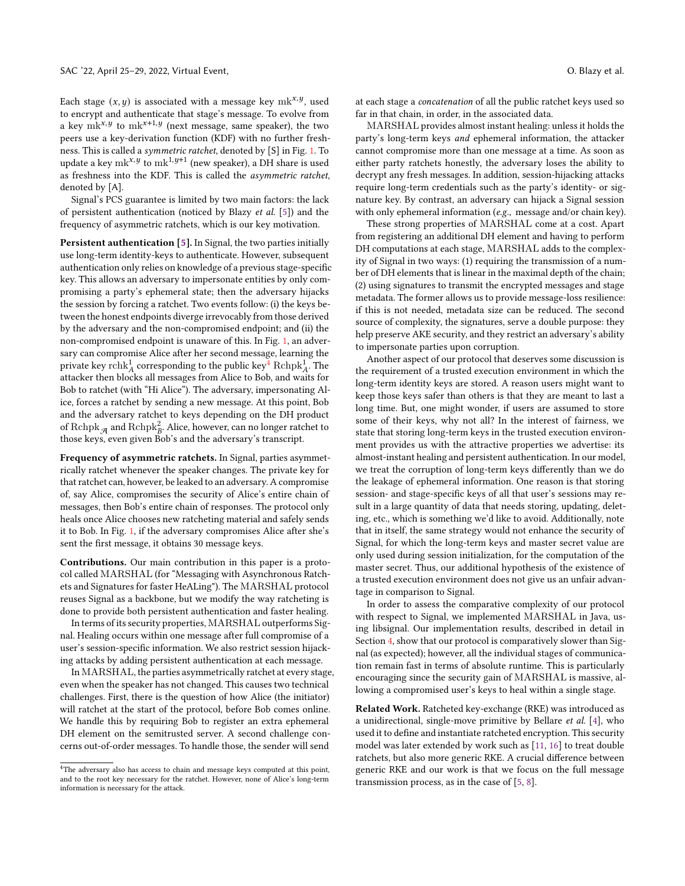Each stage $(x, y)$ is associated with a message key $\mathrm{mk}^{x,y}$, used to encrypt and authenticate that stage's message. To evolve from a key $\mathrm{mk}^{x,y}$ to $\mathrm{mk}^{x+1,y}$ (next message, same speaker), the two peers use a key-derivation function (KDF) with no further freshness. This is called a *symmetric ratchet*, denoted by [S] in Fig. 1. To update a key $\mathrm{mk}^{x,y}$ to $\mathrm{mk}^{1,y+1}$ (new speaker), a DH share is used as freshness into the KDF. This is called the *asymmetric ratchet*, denoted by [A].

Signal's PCS guarantee is limited by two main factors: the lack of persistent authentication (noticed by Blazy *et al.* [5]) and the frequency of asymmetric ratchets, which is our key motivation.

**Persistent authentication [5].** In Signal, the two parties initially use long-term identity-keys to authenticate. However, subsequent authentication only relies on knowledge of a previous stage-specific key. This allows an adversary to impersonate entities by only compromising a party's ephemeral state; then the adversary hijacks the session by forcing a ratchet. Two events follow: (i) the keys between the honest endpoints diverge irrevocably from those derived by the adversary and the non-compromised endpoint; and (ii) the non-compromised endpoint is unaware of this. In Fig. 1, an adversary can compromise Alice after her second message, learning the private key $\mathrm{rchk}_A^1$ corresponding to the public key[4] $\mathrm{Rchpk}_A^1$. The attacker then blocks all messages from Alice to Bob, and waits for Bob to ratchet (with "Hi Alice"). The adversary, impersonating Alice, forces a ratchet by sending a new message. At this point, Bob and the adversary ratchet to keys depending on the DH product of $\mathrm{Rchpk}_{\mathcal{A}}$ and $\mathrm{Rchpk}_B^2$. Alice, however, can no longer ratchet to those keys, even given Bob's and the adversary's transcript.

**Frequency of asymmetric ratchets.** In Signal, parties asymmetrically ratchet whenever the speaker changes. The private key for that ratchet can, however, be leaked to an adversary. A compromise of, say Alice, compromises the security of Alice's entire chain of messages, then Bob's entire chain of responses. The protocol only heals once Alice chooses new ratcheting material and safely sends it to Bob. In Fig. 1, if the adversary compromises Alice after she's sent the first message, it obtains 30 message keys.

**Contributions.** Our main contribution in this paper is a protocol called MARSHAL (for "Messaging with Asynchronous Ratchets and Signatures for faster HeALing"). The MARSHAL protocol reuses Signal as a backbone, but we modify the way ratcheting is done to provide both persistent authentication and faster healing.

In terms of its security properties, MARSHAL outperforms Signal. Healing occurs within one message after full compromise of a user's session-specific information. We also restrict session hijacking attacks by adding persistent authentication at each message.

In MARSHAL, the parties asymmetrically ratchet at every stage, even when the speaker has not changed. This causes two technical challenges. First, there is the question of how Alice (the initiator) will ratchet at the start of the protocol, before Bob comes online. We handle this by requiring Bob to register an extra ephemeral DH element on the semitrusted server. A second challenge concerns out-of-order messages. To handle those, the sender will send at each stage a *concatenation* of all the public ratchet keys used so far in that chain, in order, in the associated data.

MARSHAL provides almost instant healing: unless it holds the party's long-term keys *and* ephemeral information, the attacker cannot compromise more than one message at a time. As soon as either party ratchets honestly, the adversary loses the ability to decrypt any fresh messages. In addition, session-hijacking attacks require long-term credentials such as the party's identity- or signature key. By contrast, an adversary can hijack a Signal session with only ephemeral information (*e.g.*, message and/or chain key).

These strong properties of MARSHAL come at a cost. Apart from registering an additional DH element and having to perform DH computations at each stage, MARSHAL adds to the complexity of Signal in two ways: (1) requiring the transmission of a number of DH elements that is linear in the maximal depth of the chain; (2) using signatures to transmit the encrypted messages and stage metadata. The former allows us to provide message-loss resilience: if this is not needed, metadata size can be reduced. The second source of complexity, the signatures, serve a double purpose: they help preserve AKE security, and they restrict an adversary's ability to impersonate parties upon corruption.

Another aspect of our protocol that deserves some discussion is the requirement of a trusted execution environment in which the long-term identity keys are stored. A reason users might want to keep those keys safer than others is that they are meant to last a long time. But, one might wonder, if users are assumed to store some of their keys, why not all? In the interest of fairness, we state that storing long-term keys in the trusted execution environment provides us with the attractive properties we advertise: its almost-instant healing and persistent authentication. In our model, we treat the corruption of long-term keys differently than we do the leakage of ephemeral information. One reason is that storing session- and stage-specific keys of all that user's sessions may result in a large quantity of data that needs storing, updating, deleting, etc., which is something we'd like to avoid. Additionally, note that in itself, the same strategy would not enhance the security of Signal, for which the long-term keys and master secret value are only used during session initialization, for the computation of the master secret. Thus, our additional hypothesis of the existence of a trusted execution environment does not give us an unfair advantage in comparison to Signal.

In order to assess the comparative complexity of our protocol with respect to Signal, we implemented MARSHAL in Java, using libsignal. Our implementation results, described in detail in Section 4, show that our protocol is comparatively slower than Signal (as expected); however, all the individual stages of communication remain fast in terms of absolute runtime. This is particularly encouraging since the security gain of MARSHAL is massive, allowing a compromised user's keys to heal within a single stage.

**Related Work.** Ratcheted key-exchange (RKE) was introduced as a unidirectional, single-move primitive by Bellare *et al.* [4], who used it to define and instantiate ratcheted encryption. This security model was later extended by work such as [11, 16] to treat double ratchets, but also more generic RKE. A crucial difference between generic RKE and our work is that we focus on the full message transmission process, as in the case of [5, 8].

[4]The adversary also has access to chain and message keys computed at this point, and to the root key necessary for the ratchet. However, none of Alice's long-term information is necessary for the attack.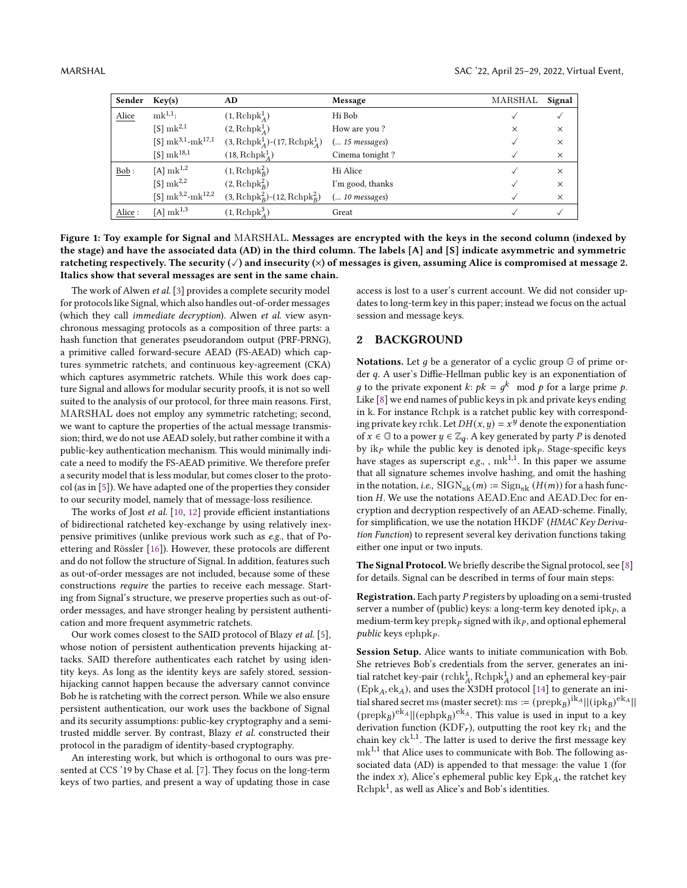| Sender | Key(s) | AD | Message | MARSHAL | Signal |
|---|---|---|---|---|---|
| Alice | $\mathrm{mk}^{1,1}$: | $(1, \mathrm{Rchpk}_A^1)$ | Hi Bob | ✓ | ✓ |
| | [S] $\mathrm{mk}^{2,1}$ | $(2, \mathrm{Rchpk}_A^1)$ | How are you ? | × | × |
| | [S] $\mathrm{mk}^{3,1}$-$\mathrm{mk}^{17,1}$ | $(3, \mathrm{Rchpk}_A^1)$-$(17, \mathrm{Rchpk}_A^1)$ | *(... 15 messages)* | ✓ | × |
| | [S] $\mathrm{mk}^{18,1}$ | $(18, \mathrm{Rchpk}_A^1)$ | Cinema tonight ? | ✓ | × |
| Bob : | [A] $\mathrm{mk}^{1,2}$ | $(1, \mathrm{Rchpk}_B^2)$ | Hi Alice | ✓ | × |
| | [S] $\mathrm{mk}^{2,2}$ | $(2, \mathrm{Rchpk}_B^2)$ | I'm good, thanks | ✓ | × |
| | [S] $\mathrm{mk}^{3,2}$-$\mathrm{mk}^{12,2}$ | $(3, \mathrm{Rchpk}_B^2)$-$(12, \mathrm{Rchpk}_B^2)$ | *(... 10 messages)* | ✓ | × |
| Alice : | [A] $\mathrm{mk}^{1,3}$ | $(1, \mathrm{Rchpk}_A^3)$ | Great | ✓ | ✓ |

**Figure 1: Toy example for Signal and MARSHAL. Messages are encrypted with the keys in the second column (indexed by the stage) and have the associated data (AD) in the third column. The labels [A] and [S] indicate asymmetric and symmetric ratcheting respectively. The security (✓) and insecurity (×) of messages is given, assuming Alice is compromised at message 2. Italics show that several messages are sent in the same chain.**

The work of Alwen *et al.* [3] provides a complete security model for protocols like Signal, which also handles out-of-order messages (which they call *immediate decryption*). Alwen *et al.* view asynchronous messaging protocols as a composition of three parts: a hash function that generates pseudorandom output (PRF-PRNG), a primitive called forward-secure AEAD (FS-AEAD) which captures symmetric ratchets, and continuous key-agreement (CKA) which captures asymmetric ratchets. While this work does capture Signal and allows for modular security proofs, it is not so well suited to the analysis of our protocol, for three main reasons. First, MARSHAL does not employ any symmetric ratcheting; second, we want to capture the properties of the actual message transmission; third, we do not use AEAD solely, but rather combine it with a public-key authentication mechanism. This would minimally indicate a need to modify the FS-AEAD primitive. We therefore prefer a security model that is less modular, but comes closer to the protocol (as in [5]). We have adapted one of the properties they consider to our security model, namely that of message-loss resilience.

The works of Jost *et al.* [10, 12] provide efficient instantiations of bidirectional ratcheted key-exchange by using relatively inexpensive primitives (unlike previous work such as *e.g.*, that of Poettering and Rössler [16]). However, these protocols are different and do not follow the structure of Signal. In addition, features such as out-of-order messages are not included, because some of these constructions *require* the parties to receive each message. Starting from Signal's structure, we preserve properties such as out-of-order messages, and have stronger healing by persistent authentication and more frequent asymmetric ratchets.

Our work comes closest to the SAID protocol of Blazy *et al.* [5], whose notion of persistent authentication prevents hijacking attacks. SAID therefore authenticates each ratchet by using identity keys. As long as the identity keys are safely stored, session-hijacking cannot happen because the adversary cannot convince Bob he is ratcheting with the correct person. While we also ensure persistent authentication, our work uses the backbone of Signal and its security assumptions: public-key cryptography and a semi-trusted middle server. By contrast, Blazy *et al.* constructed their protocol in the paradigm of identity-based cryptography.

An interesting work, but which is orthogonal to ours was presented at CCS '19 by Chase et al. [7]. They focus on the long-term keys of two parties, and present a way of updating those in case access is lost to a user's current account. We did not consider updates to long-term key in this paper; instead we focus on the actual session and message keys.

## 2 BACKGROUND

**Notations.** Let $g$ be a generator of a cyclic group $\mathbb{G}$ of prime order $q$. A user's Diffie-Hellman public key is an exponentiation of $g$ to the private exponent $k$: $pk = g^k \mod p$ for a large prime $p$. Like [8] we end names of public keys in pk and private keys ending in k. For instance $\mathrm{Rchpk}$ is a ratchet public key with corresponding private key $\mathrm{rchk}$. Let $DH(x, y) = x^y$ denote the exponentiation of $x \in \mathbb{G}$ to a power $y \in \mathbb{Z}_q$. A key generated by party $P$ is denoted by $\mathrm{ik}_P$ while the public key is denoted $\mathrm{ipk}_P$. Stage-specific keys have stages as superscript *e.g.*, , $\mathrm{mk}^{1,1}$. In this paper we assume that all signature schemes involve hashing, and omit the hashing in the notation, *i.e.*, $\mathrm{SIGN}_{\mathrm{sk}}(m) := \mathrm{Sign}_{\mathrm{sk}}(H(m))$ for a hash function $H$. We use the notations $\mathrm{AEAD.Enc}$ and $\mathrm{AEAD.Dec}$ for encryption and decryption respectively of an AEAD-scheme. Finally, for simplification, we use the notation HKDF (*HMAC Key Derivation Function*) to represent several key derivation functions taking either one input or two inputs.

**The Signal Protocol.** We briefly describe the Signal protocol, see [8] for details. Signal can be described in terms of four main steps:

**Registration.** Each party $P$ registers by uploading on a semi-trusted server a number of (public) keys: a long-term key denoted $\mathrm{ipk}_P$, a medium-term key $\mathrm{prepk}_P$ signed with $\mathrm{ik}_P$, and optional ephemeral *public* keys $\mathrm{ephpk}_P$.

**Session Setup.** Alice wants to initiate communication with Bob. She retrieves Bob's credentials from the server, generates an initial ratchet key-pair $(\mathrm{rchk}_A^1, \mathrm{Rchpk}_A^1)$ and an ephemeral key-pair $(\mathrm{Epk}_A, \mathrm{ek}_A)$, and uses the X3DH protocol [14] to generate an initial shared secret ms (master secret): $\mathrm{ms} := (\mathrm{prepk}_B)^{\mathrm{ik}_A} || (\mathrm{ipk}_B)^{\mathrm{ek}_A} || (\mathrm{prepk}_B)^{\mathrm{ek}_A} || (\mathrm{ephpk}_B)^{\mathrm{ek}_A}$. This value is used in input to a key derivation function ($\mathrm{KDF}_r$), outputting the root key $\mathrm{rk}_1$ and the chain key $\mathrm{ck}^{1,1}$. The latter is used to derive the first message key $\mathrm{mk}^{1,1}$ that Alice uses to communicate with Bob. The following associated data (AD) is appended to that message: the value 1 (for the index $x$), Alice's ephemeral public key $\mathrm{Epk}_A$, the ratchet key $\mathrm{Rchpk}^1$, as well as Alice's and Bob's identities.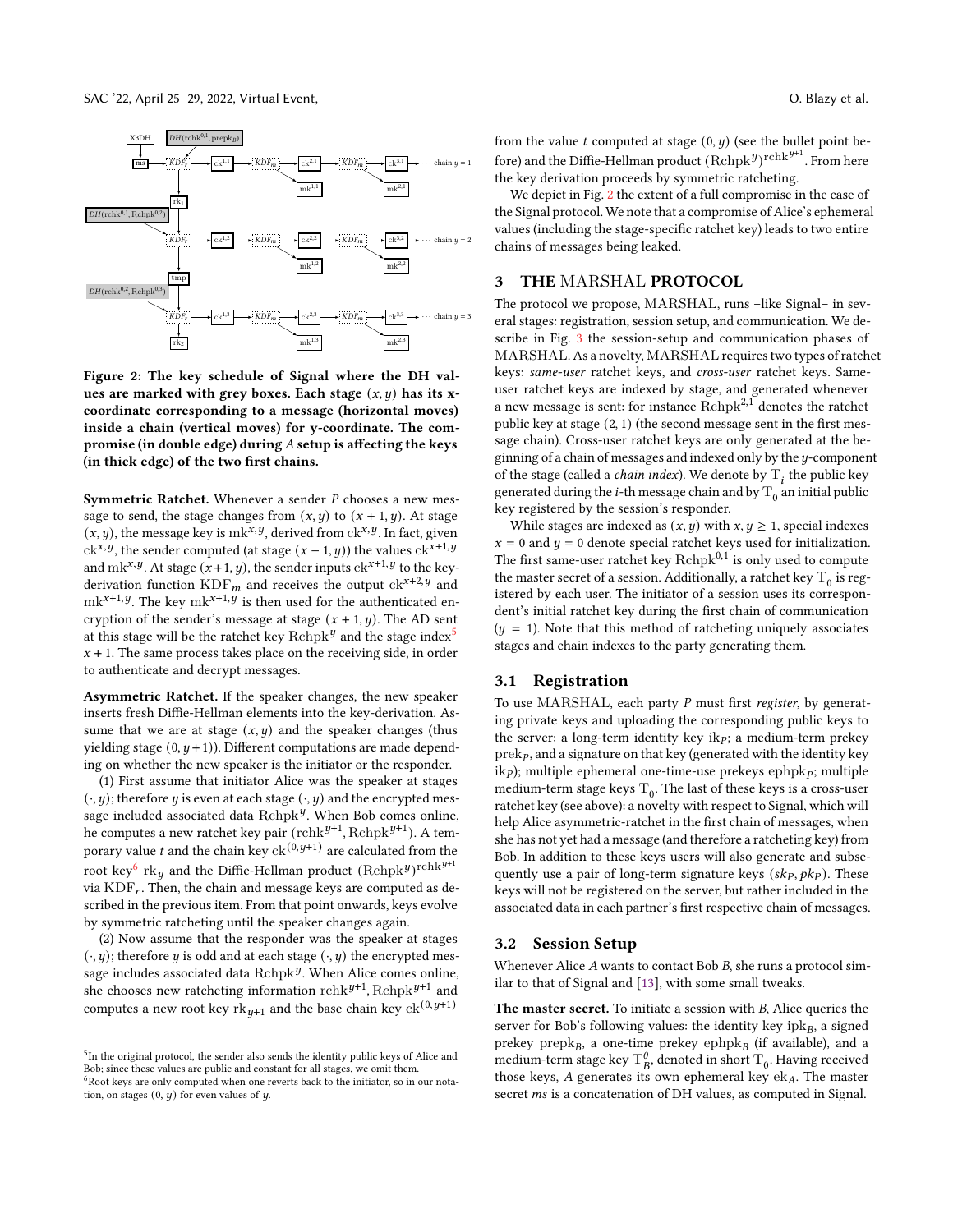Figure 2: The key schedule of Signal where the DH values are marked with grey boxes. Each stage $(x, y)$ has its x-coordinate corresponding to a message (horizontal moves) inside a chain (vertical moves) for y-coordinate. The compromise (in double edge) during $A$ setup is affecting the keys (in thick edge) of the two first chains.

**Symmetric Ratchet.** Whenever a sender $P$ chooses a new message to send, the stage changes from $(x, y)$ to $(x+1, y)$. At stage $(x, y)$, the message key is $\mathrm{mk}^{x,y}$, derived from $\mathrm{ck}^{x,y}$. In fact, given $\mathrm{ck}^{x,y}$, the sender computed (at stage $(x-1, y)$) the values $\mathrm{ck}^{x+1,y}$ and $\mathrm{mk}^{x,y}$. At stage $(x+1, y)$, the sender inputs $\mathrm{ck}^{x+1,y}$ to the key-derivation function $\mathrm{KDF}_m$ and receives the output $\mathrm{ck}^{x+2,y}$ and $\mathrm{mk}^{x+1,y}$. The key $\mathrm{mk}^{x+1,y}$ is then used for the authenticated encryption of the sender's message at stage $(x+1, y)$. The AD sent at this stage will be the ratchet key $\mathrm{Rchpk}^y$ and the stage index[5] $x + 1$. The same process takes place on the receiving side, in order to authenticate and decrypt messages.

**Asymmetric Ratchet.** If the speaker changes, the new speaker inserts fresh Diffie-Hellman elements into the key-derivation. Assume that we are at stage $(x, y)$ and the speaker changes (thus yielding stage $(0, y+1)$). Different computations are made depending on whether the new speaker is the initiator or the responder.

(1) First assume that initiator Alice was the speaker at stages $(\cdot, y)$; therefore $y$ is even at each stage $(\cdot, y)$ and the encrypted message included associated data $\mathrm{Rchpk}^y$. When Bob comes online, he computes a new ratchet key pair $(\mathrm{rchk}^{y+1}, \mathrm{Rchpk}^{y+1})$. A temporary value $t$ and the chain key $\mathrm{ck}^{(0,y+1)}$ are calculated from the root key[6] $\mathrm{rk}_y$ and the Diffie-Hellman product $(\mathrm{Rchpk}^y)^{\mathrm{rchk}^{y+1}}$ via $\mathrm{KDF}_r$. Then, the chain and message keys are computed as described in the previous item. From that point onwards, keys evolve by symmetric ratcheting until the speaker changes again.

(2) Now assume that the responder was the speaker at stages $(\cdot, y)$; therefore $y$ is odd and at each stage $(\cdot, y)$ the encrypted message includes associated data $\mathrm{Rchpk}^y$. When Alice comes online, she chooses new ratcheting information $\mathrm{rchk}^{y+1}, \mathrm{Rchpk}^{y+1}$ and computes a new root key $\mathrm{rk}_{y+1}$ and the base chain key $\mathrm{ck}^{(0,y+1)}$ from the value $t$ computed at stage $(0, y)$ (see the bullet point before) and the Diffie-Hellman product $(\mathrm{Rchpk}^y)^{\mathrm{rchk}^{y+1}}$. From here the key derivation proceeds by symmetric ratcheting.

We depict in Fig. 2 the extent of a full compromise in the case of the Signal protocol. We note that a compromise of Alice's ephemeral values (including the stage-specific ratchet key) leads to two entire chains of messages being leaked.

[5] In the original protocol, the sender also sends the identity public keys of Alice and Bob; since these values are public and constant for all stages, we omit them.

[6] Root keys are only computed when one reverts back to the initiator, so in our notation, on stages $(0, y)$ for even values of $y$.

## 3 THE MARSHAL PROTOCOL

The protocol we propose, MARSHAL, runs –like Signal– in several stages: registration, session setup, and communication. We describe in Fig. 3 the session-setup and communication phases of MARSHAL. As a novelty, MARSHAL requires two types of ratchet keys: *same-user* ratchet keys, and *cross-user* ratchet keys. Same-user ratchet keys are indexed by stage, and generated whenever a new message is sent: for instance $\mathrm{Rchpk}^{2,1}$ denotes the ratchet public key at stage $(2, 1)$ (the second message sent in the first message chain). Cross-user ratchet keys are only generated at the beginning of a chain of messages and indexed only by the $y$-component of the stage (called a *chain index*). We denote by $\mathrm{T}_i$ the public key generated during the $i$-th message chain and by $\mathrm{T}_0$ an initial public key registered by the session's responder.

While stages are indexed as $(x, y)$ with $x, y \geq 1$, special indexes $x = 0$ and $y = 0$ denote special ratchet keys used for initialization. The first same-user ratchet key $\mathrm{Rchpk}^{0,1}$ is only used to compute the master secret of a session. Additionally, a ratchet key $\mathrm{T}_0$ is registered by each user. The initiator of a session uses its correspondent's initial ratchet key during the first chain of communication $(y = 1)$. Note that this method of ratcheting uniquely associates stages and chain indexes to the party generating them.

### 3.1 Registration

To use MARSHAL, each party $P$ must first *register*, by generating private keys and uploading the corresponding public keys to the server: a long-term identity key $\mathrm{ik}_P$; a medium-term prekey $\mathrm{prek}_P$, and a signature on that key (generated with the identity key $\mathrm{ik}_P$); multiple ephemeral one-time-use prekeys $\mathrm{ephpk}_P$; multiple medium-term stage keys $\mathrm{T}_0$. The last of these keys is a cross-user ratchet key (see above): a novelty with respect to Signal, which will help Alice asymmetric-ratchet in the first chain of messages, when she has not yet had a message (and therefore a ratcheting key) from Bob. In addition to these keys users will also generate and subsequently use a pair of long-term signature keys $(sk_P, pk_P)$. These keys will not be registered on the server, but rather included in the associated data in each partner's first respective chain of messages.

### 3.2 Session Setup

Whenever Alice $A$ wants to contact Bob $B$, she runs a protocol similar to that of Signal and [13], with some small tweaks.

**The master secret.** To initiate a session with $B$, Alice queries the server for Bob's following values: the identity key $\mathrm{ipk}_B$, a signed prekey $\mathrm{prepk}_B$, a one-time prekey $\mathrm{ephpk}_B$ (if available), and a medium-term stage key $\mathrm{T}^0_B$, denoted in short $\mathrm{T}_0$. Having received those keys, $A$ generates its own ephemeral key $\mathrm{ek}_A$. The master secret $ms$ is a concatenation of DH values, as computed in Signal.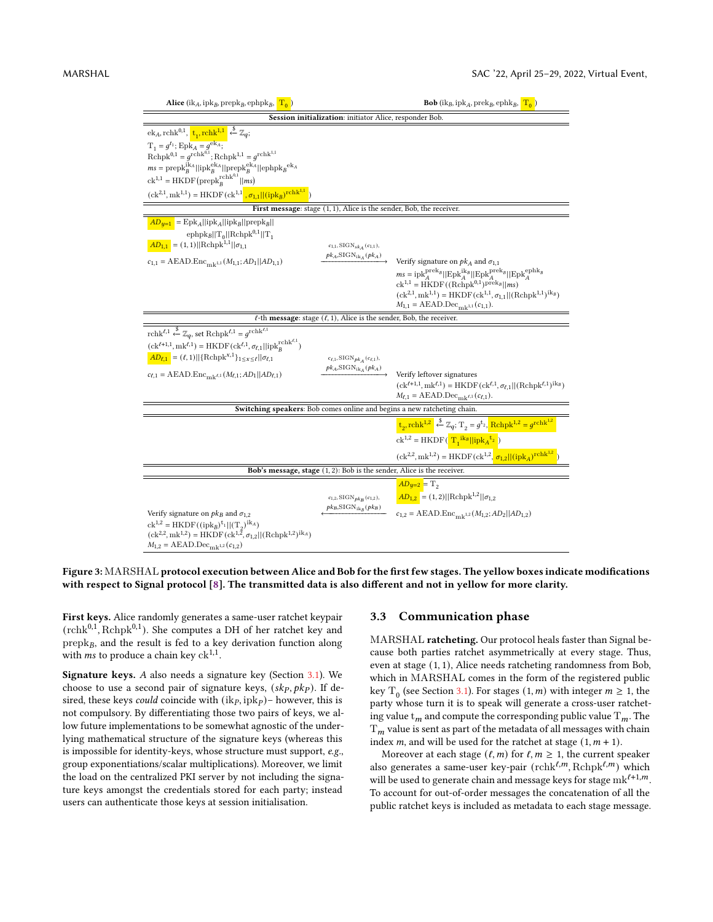**Alice** ($\mathrm{ik}_A, \mathrm{ipk}_B, \mathrm{prepk}_B, \mathrm{ephpk}_B, \mathrm{T}_0$) | **Bob** ($\mathrm{ik}_B, \mathrm{ipk}_A, \mathrm{prek}_B, \mathrm{ephk}_B, \mathrm{T}_0$)

**Session initialization**: initiator Alice, responder Bob.

$\mathrm{ek}_A, \mathrm{rchk}^{0,1}, \mathrm{t}_1, \mathrm{rchk}^{1,1} \xleftarrow{\$} \mathbb{Z}_q$;
$\mathrm{T}_1 = g^{\mathrm{t}_1}$; $\mathrm{Epk}_A = g^{\mathrm{ek}_A}$;
$\mathrm{Rchpk}^{0,1} = g^{\mathrm{rchk}^{0,1}}$; $\mathrm{Rchpk}^{1,1} = g^{\mathrm{rchk}^{1,1}}$
$ms = \mathrm{prepk}_B^{\mathrm{ik}_A} \| \mathrm{ipk}_B^{\mathrm{ek}_A} \| \mathrm{prepk}_B^{\mathrm{ek}_A} \| \mathrm{ephpk}_B{}^{\mathrm{ek}_A}$
$\mathrm{ck}^{1,1} = \mathrm{HKDF}(\mathrm{prepk}_B^{\mathrm{rchk}^{0,1}} \| ms)$
$(\mathrm{ck}^{2,1}, \mathrm{mk}^{1,1}) = \mathrm{HKDF}(\mathrm{ck}^{1,1}, \sigma_{1,1} \| (\mathrm{ipk}_B)^{\mathrm{rchk}^{1,1}})$

**First message**: stage (1, 1), Alice is the sender, Bob, the receiver.

Alice:
$AD_{y=1} = \mathrm{Epk}_A \| \mathrm{ipk}_A \| \mathrm{ipk}_B \| \mathrm{prepk}_B \| \mathrm{ephpk}_B \| \mathrm{T}_0 \| \mathrm{Rchpk}^{0,1} \| \mathrm{T}_1$
$AD_{1,1} = (1,1) \| \mathrm{Rchpk}^{1,1} \| \sigma_{1,1}$
$c_{1,1} = \mathrm{AEAD.Enc}_{\mathrm{mk}^{1,1}}(M_{1,1}; AD_1 \| AD_{1,1})$

Alice → Bob: $c_{1,1}, \mathrm{SIGN}_{sk_A}(c_{1,1})$, $pk_A, \mathrm{SIGN}_{\mathrm{ik}_A}(pk_A)$

Bob:
Verify signature on $pk_A$ and $\sigma_{1,1}$
$ms = \mathrm{ipk}_A^{\mathrm{prek}_B} \| \mathrm{Epk}_A^{\mathrm{ik}_B} \| \mathrm{Epk}_A^{\mathrm{prek}_B} \| \mathrm{Epk}_A^{\mathrm{ephk}_B}$
$\mathrm{ck}^{1,1} = \mathrm{HKDF}((\mathrm{Rchpk}^{0,1})^{\mathrm{prek}_B} \| ms)$
$(\mathrm{ck}^{2,1}, \mathrm{mk}^{1,1}) = \mathrm{HKDF}(\mathrm{ck}^{1,1}, \sigma_{1,1} \| (\mathrm{Rchpk}^{1,1})^{\mathrm{ik}_B})$
$M_{1,1} = \mathrm{AEAD.Dec}_{\mathrm{mk}^{1,1}}(c_{1,1})$.

**$\ell$-th message**: stage $(\ell, 1)$, Alice is the sender, Bob, the receiver.

Alice:
$\mathrm{rchk}^{\ell,1} \xleftarrow{\$} \mathbb{Z}_q$, set $\mathrm{Rchpk}^{\ell,1} = g^{\mathrm{rchk}^{\ell,1}}$
$(\mathrm{ck}^{\ell+1,1}, \mathrm{mk}^{\ell,1}) = \mathrm{HKDF}(\mathrm{ck}^{\ell,1}, \sigma_{\ell,1} \| \mathrm{ipk}_B^{\mathrm{rchk}^{\ell,1}})$
$AD_{\ell,1} = (\ell,1) \| \{\mathrm{Rchpk}^{x,1}\}_{1 \le x \le \ell} \| \sigma_{\ell,1}$
$c_{\ell,1} = \mathrm{AEAD.Enc}_{\mathrm{mk}^{\ell,1}}(M_{\ell,1}; AD_1 \| AD_{\ell,1})$

Alice → Bob: $c_{\ell,1}, \mathrm{SIGN}_{pk_A}(c_{\ell,1})$, $pk_A, \mathrm{SIGN}_{\mathrm{ik}_A}(pk_A)$

Bob:
Verify leftover signatures
$(\mathrm{ck}^{\ell+1,1}, \mathrm{mk}^{\ell,1}) = \mathrm{HKDF}(\mathrm{ck}^{\ell,1}, \sigma_{\ell,1} \| (\mathrm{Rchpk}^{\ell,1})^{\mathrm{ik}_B})$
$M_{\ell,1} = \mathrm{AEAD.Dec}_{\mathrm{mk}^{\ell,1}}(c_{\ell,1})$.

**Switching speakers**: Bob comes online and begins a new ratcheting chain.

Bob:
$\mathrm{t}_2, \mathrm{rchk}^{1,2} \xleftarrow{\$} \mathbb{Z}_q$; $\mathrm{T}_2 = g^{\mathrm{t}_2}$, $\mathrm{Rchpk}^{1,2} = g^{\mathrm{rchk}^{1,2}}$
$\mathrm{ck}^{1,2} = \mathrm{HKDF}(\mathrm{T}_1{}^{\mathrm{ik}_B} \| \mathrm{ipk}_A{}^{\mathrm{t}_2})$
$(\mathrm{ck}^{2,2}, \mathrm{mk}^{1,2}) = \mathrm{HKDF}(\mathrm{ck}^{1,2}, \sigma_{1,2} \| (\mathrm{ipk}_A)^{\mathrm{rchk}^{1,2}})$

**Bob's message, stage** (1, 2): Bob is the sender, Alice is the receiver.

Bob:
$AD_{y=2} = \mathrm{T}_2$
$AD_{1,2} = (1,2) \| \mathrm{Rchpk}^{1,2} \| \sigma_{1,2}$
$c_{1,2} = \mathrm{AEAD.Enc}_{\mathrm{mk}^{1,2}}(M_{1,2}; AD_2 \| AD_{1,2})$

Bob → Alice: $c_{1,2}, \mathrm{SIGN}_{pk_B}(c_{1,2})$, $pk_B, \mathrm{SIGN}_{\mathrm{ik}_B}(pk_B)$

Alice:
Verify signature on $pk_B$ and $\sigma_{1,2}$
$\mathrm{ck}^{1,2} = \mathrm{HKDF}((\mathrm{ipk}_B)^{\mathrm{t}_1} \| (\mathrm{T}_2)^{\mathrm{ik}_A})$
$(\mathrm{ck}^{2,2}, \mathrm{mk}^{1,2}) = \mathrm{HKDF}(\mathrm{ck}^{1,2}, \sigma_{1,2} \| (\mathrm{Rchpk}^{1,2})^{\mathrm{ik}_A})$
$M_{1,2} = \mathrm{AEAD.Dec}_{\mathrm{mk}^{1,2}}(c_{1,2})$

**Figure 3: MARSHAL protocol execution between Alice and Bob for the first few stages. The yellow boxes indicate modifications with respect to Signal protocol [8]. The transmitted data is also different and not in yellow for more clarity.**

**First keys.** Alice randomly generates a same-user ratchet keypair $(\mathrm{rchk}^{0,1}, \mathrm{Rchpk}^{0,1})$. She computes a DH of her ratchet key and $\mathrm{prepk}_B$, and the result is fed to a key derivation function along with $ms$ to produce a chain key $\mathrm{ck}^{1,1}$.

**Signature keys.** $A$ also needs a signature key (Section 3.1). We choose to use a second pair of signature keys, $(sk_P, pk_P)$. If desired, these keys *could* coincide with $(\mathrm{ik}_P, \mathrm{ipk}_P)$– however, this is not compulsory. By differentiating those two pairs of keys, we allow future implementations to be somewhat agnostic of the underlying mathematical structure of the signature keys (whereas this is impossible for identity-keys, whose structure must support, *e.g.*, group exponentiations/scalar multiplications). Moreover, we limit the load on the centralized PKI server by not including the signature keys amongst the credentials stored for each party; instead users can authenticate those keys at session initialisation.

## 3.3 Communication phase

MARSHAL **ratcheting.** Our protocol heals faster than Signal because both parties ratchet asymmetrically at every stage. Thus, even at stage (1, 1), Alice needs ratcheting randomness from Bob, which in MARSHAL comes in the form of the registered public key $\mathrm{T}_0$ (see Section 3.1). For stages $(1, m)$ with integer $m \geq 1$, the party whose turn it is to speak will generate a cross-user ratcheting value $\mathrm{t}_m$ and compute the corresponding public value $\mathrm{T}_m$. The $\mathrm{T}_m$ value is sent as part of the metadata of all messages with chain index $m$, and will be used for the ratchet at stage $(1, m + 1)$.

Moreover at each stage $(\ell, m)$ for $\ell, m \geq 1$, the current speaker also generates a same-user key-pair $(\mathrm{rchk}^{\ell,m}, \mathrm{Rchpk}^{\ell,m})$ which will be used to generate chain and message keys for stage $\mathrm{mk}^{\ell+1,m}$. To account for out-of-order messages the concatenation of all the public ratchet keys is included as metadata to each stage message.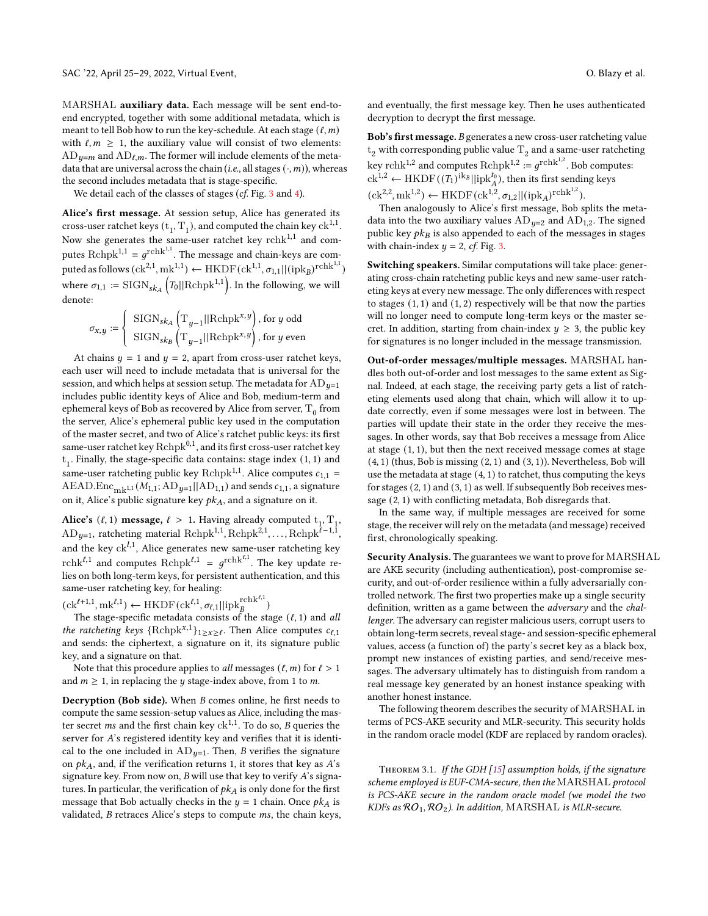MARSHAL **auxiliary data.** Each message will be sent end-to-end encrypted, together with some additional metadata, which is meant to tell Bob how to run the key-schedule. At each stage $(\ell, m)$ with $\ell, m \geq 1$, the auxiliary value will consist of two elements: $\mathrm{AD}_{y=m}$ and $\mathrm{AD}_{\ell,m}$. The former will include elements of the metadata that are universal across the chain (*i.e.*, all stages $(\cdot, m)$), whereas the second includes metadata that is stage-specific.

We detail each of the classes of stages (*cf.* Fig. 3 and 4).

**Alice's first message.** At session setup, Alice has generated its cross-user ratchet keys $(\mathrm{t}_1, \mathrm{T}_1)$, and computed the chain key $\mathrm{ck}^{1,1}$. Now she generates the same-user ratchet key $\mathrm{rchk}^{1,1}$ and computes $\mathrm{Rchpk}^{1,1} = g^{\mathrm{rchk}^{1,1}}$. The message and chain-keys are computed as follows $(\mathrm{ck}^{2,1}, \mathrm{mk}^{1,1}) \leftarrow \mathrm{HKDF}(\mathrm{ck}^{1,1}, \sigma_{1,1}||(\mathrm{ipk}_B)^{\mathrm{rchk}^{1,1}})$ where $\sigma_{1,1} := \mathrm{SIGN}_{sk_A}\left(T_0||\mathrm{Rchpk}^{1,1}\right)$. In the following, we will denote:

$$\sigma_{x,y} := \begin{cases} \mathrm{SIGN}_{sk_A}\left(\mathrm{T}_{y-1}||\mathrm{Rchpk}^{x,y}\right), \text{for } y \text{ odd} \\ \mathrm{SIGN}_{sk_B}\left(\mathrm{T}_{y-1}||\mathrm{Rchpk}^{x,y}\right), \text{for } y \text{ even} \end{cases}$$

At chains $y = 1$ and $y = 2$, apart from cross-user ratchet keys, each user will need to include metadata that is universal for the session, and which helps at session setup. The metadata for $\mathrm{AD}_{y=1}$ includes public identity keys of Alice and Bob, medium-term and ephemeral keys of Bob as recovered by Alice from server, $\mathrm{T}_0$ from the server, Alice's ephemeral public key used in the computation of the master secret, and two of Alice's ratchet public keys: its first same-user ratchet key $\mathrm{Rchpk}^{0,1}$, and its first cross-user ratchet key $\mathrm{t}_1$. Finally, the stage-specific data contains: stage index $(1, 1)$ and same-user ratcheting public key $\mathrm{Rchpk}^{1,1}$. Alice computes $c_{1,1} = \mathrm{AEAD.Enc}_{\mathrm{mk}^{1,1}}(M_{1,1}; \mathrm{AD}_{y=1}||\mathrm{AD}_{1,1})$ and sends $c_{1,1}$, a signature on it, Alice's public signature key $pk_A$, and a signature on it.

**Alice's $(\ell, 1)$ message, $\ell > 1$.** Having already computed $\mathrm{t}_1, \mathrm{T}_1$, $\mathrm{AD}_{y=1}$, ratcheting material $\mathrm{Rchpk}^{1,1}, \mathrm{Rchpk}^{2,1}, \ldots, \mathrm{Rchpk}^{\ell-1,1}$, and the key $\mathrm{ck}^{\ell,1}$, Alice generates new same-user ratcheting key $\mathrm{rchk}^{\ell,1}$ and computes $\mathrm{Rchpk}^{\ell,1} = g^{\mathrm{rchk}^{\ell,1}}$. The key update relies on both long-term keys, for persistent authentication, and this same-user ratcheting key, for healing:

$(\mathrm{ck}^{\ell+1,1}, \mathrm{mk}^{\ell,1}) \leftarrow \mathrm{HKDF}(\mathrm{ck}^{\ell,1}, \sigma_{\ell,1}||\mathrm{ipk}_B^{\mathrm{rchk}^{\ell,1}})$

The stage-specific metadata consists of the stage $(\ell, 1)$ and *all the ratcheting keys* $\{\mathrm{Rchpk}^{x,1}\}_{1 \geq x \geq \ell}$. Then Alice computes $c_{\ell,1}$ and sends: the ciphertext, a signature on it, its signature public key, and a signature on that.

Note that this procedure applies to *all* messages $(\ell, m)$ for $\ell > 1$ and $m \geq 1$, in replacing the $y$ stage-index above, from 1 to $m$.

**Decryption (Bob side).** When $B$ comes online, he first needs to compute the same session-setup values as Alice, including the master secret $ms$ and the first chain key $\mathrm{ck}^{1,1}$. To do so, $B$ queries the server for $A$'s registered identity key and verifies that it is identical to the one included in $\mathrm{AD}_{y=1}$. Then, $B$ verifies the signature on $pk_A$, and, if the verification returns 1, it stores that key as $A$'s signature key. From now on, $B$ will use that key to verify $A$'s signatures. In particular, the verification of $pk_A$ is only done for the first message that Bob actually checks in the $y = 1$ chain. Once $pk_A$ is validated, $B$ retraces Alice's steps to compute $ms$, the chain keys, and eventually, the first message key. Then he uses authenticated decryption to decrypt the first message.

**Bob's first message.** $B$ generates a new cross-user ratcheting value $\mathrm{t}_2$ with corresponding public value $\mathrm{T}_2$ and a same-user ratcheting key $\mathrm{rchk}^{1,2}$ and computes $\mathrm{Rchpk}^{1,2} := g^{\mathrm{rchk}^{1,2}}$. Bob computes: $\mathrm{ck}^{1,2} \leftarrow \mathrm{HKDF}((T_1)^{\mathrm{ik}_B}||\mathrm{ipk}_A^{t_0})$, then its first sending keys $(\mathrm{ck}^{2,2}, \mathrm{mk}^{1,2}) \leftarrow \mathrm{HKDF}(\mathrm{ck}^{1,2}, \sigma_{1,2}||(\mathrm{ipk}_A)^{\mathrm{rchk}^{1,2}})$.

Then analogously to Alice's first message, Bob splits the metadata into the two auxiliary values $\mathrm{AD}_{y=2}$ and $\mathrm{AD}_{1,2}$. The signed public key $pk_B$ is also appended to each of the messages in stages with chain-index $y = 2$, *cf.* Fig. 3.

**Switching speakers.** Similar computations will take place: generating cross-chain ratcheting public keys and new same-user ratcheting keys at every new message. The only differences with respect to stages $(1, 1)$ and $(1, 2)$ respectively will be that now the parties will no longer need to compute long-term keys or the master secret. In addition, starting from chain-index $y \geq 3$, the public key for signatures is no longer included in the message transmission.

**Out-of-order messages/multiple messages.** MARSHAL handles both out-of-order and lost messages to the same extent as Signal. Indeed, at each stage, the receiving party gets a list of ratcheting elements used along that chain, which will allow it to update correctly, even if some messages were lost in between. The parties will update their state in the order they receive the messages. In other words, say that Bob receives a message from Alice at stage $(1, 1)$, but then the next received message comes at stage $(4, 1)$ (thus, Bob is missing $(2, 1)$ and $(3, 1)$). Nevertheless, Bob will use the metadata at stage $(4, 1)$ to ratchet, thus computing the keys for stages $(2, 1)$ and $(3, 1)$ as well. If subsequently Bob receives message $(2, 1)$ with conflicting metadata, Bob disregards that.

In the same way, if multiple messages are received for some stage, the receiver will rely on the metadata (and message) received first, chronologically speaking.

**Security Analysis.** The guarantees we want to prove for MARSHAL are AKE security (including authentication), post-compromise security, and out-of-order resilience within a fully adversarially controlled network. The first two properties make up a single security definition, written as a game between the *adversary* and the *challenger*. The adversary can register malicious users, corrupt users to obtain long-term secrets, reveal stage- and session-specific ephemeral values, access (a function of) the party's secret key as a black box, prompt new instances of existing parties, and send/receive messages. The adversary ultimately has to distinguish from random a real message key generated by an honest instance speaking with another honest instance.

The following theorem describes the security of MARSHAL in terms of PCS-AKE security and MLR-security. This security holds in the random oracle model (KDF are replaced by random oracles).

Theorem 3.1. *If the GDH [15] assumption holds, if the signature scheme employed is EUF-CMA-secure, then the MARSHAL protocol is PCS-AKE secure in the random oracle model (we model the two KDFs as $\mathcal{RO}_1, \mathcal{RO}_2$). In addition, MARSHAL is MLR-secure.*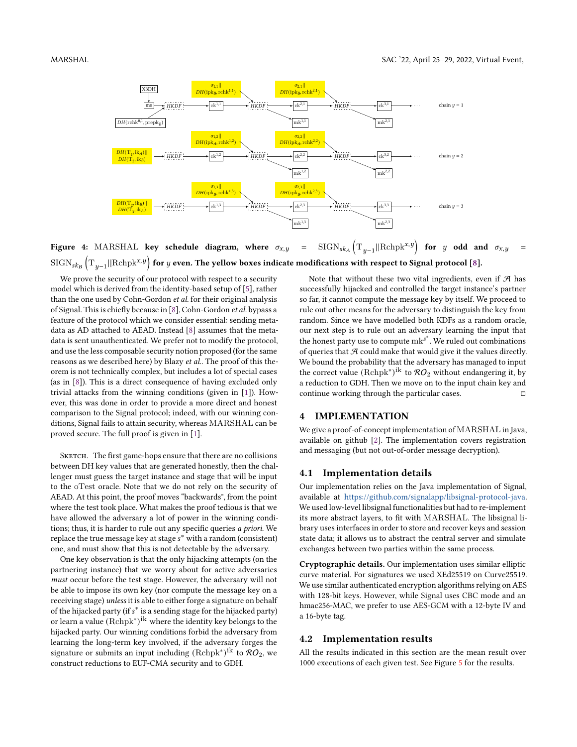Figure 4: MARSHAL key schedule diagram, where $\sigma_{x,y} = \mathrm{SIGN}_{sk_A}\left(\mathrm{T}_{y-1}||\mathrm{Rchpk}^{x,y}\right)$ for $y$ odd and $\sigma_{x,y} = \mathrm{SIGN}_{sk_B}\left(\mathrm{T}_{y-1}||\mathrm{Rchpk}^{x,y}\right)$ for $y$ even. The yellow boxes indicate modifications with respect to Signal protocol [8].

We prove the security of our protocol with respect to a security model which is derived from the identity-based setup of [5], rather than the one used by Cohn-Gordon *et al.* for their original analysis of Signal. This is chiefly because in [8], Cohn-Gordon *et al.* bypass a feature of the protocol which we consider essential: sending metadata as AD attached to AEAD. Instead [8] assumes that the metadata is sent unauthenticated. We prefer not to modify the protocol, and use the less composable security notion proposed (for the same reasons as we described here) by Blazy *et al.*. The proof of this theorem is not technically complex, but includes a lot of special cases (as in [8]). This is a direct consequence of having excluded only trivial attacks from the winning conditions (given in [1]). However, this was done in order to provide a more direct and honest comparison to the Signal protocol; indeed, with our winning conditions, Signal fails to attain security, whereas MARSHAL can be proved secure. The full proof is given in [1].

Sketch. The first game-hops ensure that there are no collisions between DH key values that are generated honestly, then the challenger must guess the target instance and stage that will be input to the oTest oracle. Note that we do not rely on the security of AEAD. At this point, the proof moves "backwards", from the point where the test took place. What makes the proof tedious is that we have allowed the adversary a lot of power in the winning conditions; thus, it is harder to rule out any specific queries *a priori*. We replace the true message key at stage $s^*$ with a random (consistent) one, and must show that this is not detectable by the adversary.

One key observation is that the only hijacking attempts (on the partnering instance) that we worry about for active adversaries *must* occur before the test stage. However, the adversary will not be able to impose its own key (nor compute the message key on a receiving stage) *unless* it is able to either forge a signature on behalf of the hijacked party (if $s^*$ is a sending stage for the hijacked party) or learn a value $(\mathrm{Rchpk}^*)^{\mathrm{ik}}$ where the identity key belongs to the hijacked party. Our winning conditions forbid the adversary from learning the long-term key involved, if the adversary forges the signature or submits an input including $(\mathrm{Rchpk}^*)^{\mathrm{ik}}$ to $\mathcal{RO}_2$, we construct reductions to EUF-CMA security and to GDH.

Note that without these two vital ingredients, even if $\mathcal{A}$ has successfully hijacked and controlled the target instance's partner so far, it cannot compute the message key by itself. We proceed to rule out other means for the adversary to distinguish the key from random. Since we have modelled both KDFs as a random oracle, our next step is to rule out an adversary learning the input that the honest party use to compute $\mathrm{mk}^{s^*}$. We ruled out combinations of queries that $\mathcal{A}$ could make that would give it the values directly. We bound the probability that the adversary has managed to input the correct value $(\mathrm{Rchpk}^*)^{\mathrm{ik}}$ to $\mathcal{RO}_2$ without endangering it, by a reduction to GDH. Then we move on to the input chain key and continue working through the particular cases. □

## 4 IMPLEMENTATION

We give a proof-of-concept implementation of MARSHAL in Java, available on github [2]. The implementation covers registration and messaging (but not out-of-order message decryption).

### 4.1 Implementation details

Our implementation relies on the Java implementation of Signal, available at https://github.com/signalapp/libsignal-protocol-java. We used low-level libsignal functionalities but had to re-implement its more abstract layers, to fit with MARSHAL. The libsignal library uses interfaces in order to store and recover keys and session state data; it allows us to abstract the central server and simulate exchanges between two parties within the same process.

**Cryptographic details.** Our implementation uses similar elliptic curve material. For signatures we used XEd25519 on Curve25519. We use similar authenticated encryption algorithms relying on AES with 128-bit keys. However, while Signal uses CBC mode and an hmac256-MAC, we prefer to use AES-GCM with a 12-byte IV and a 16-byte tag.

### 4.2 Implementation results

All the results indicated in this section are the mean result over 1000 executions of each given test. See Figure 5 for the results.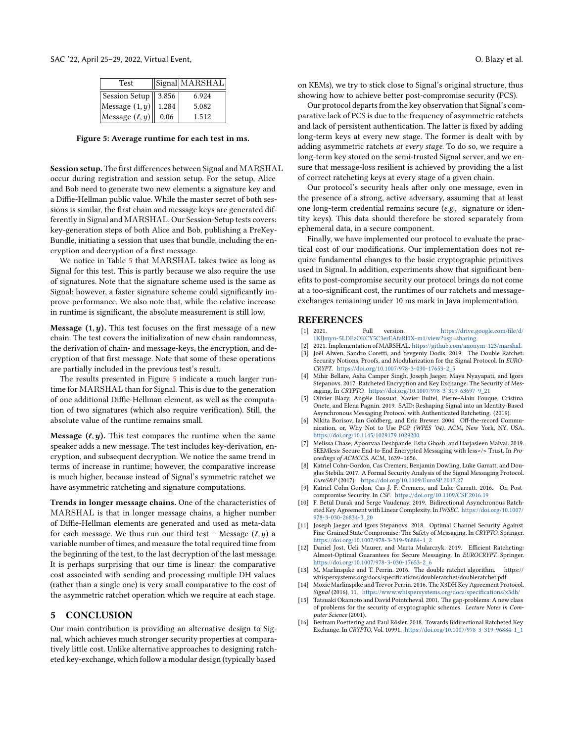| Test | Signal | MARSHAL |
|---|---|---|
| Session Setup | 3.856 | 6.924 |
| Message $(1, y)$ | 1.284 | 5.082 |
| Message $(\ell, y)$ | 0.06 | 1.512 |

**Figure 5: Average runtime for each test in ms.**

**Session setup.** The first differences between Signal and MARSHAL occur during registration and session setup. For the setup, Alice and Bob need to generate two new elements: a signature key and a Diffie-Hellman public value. While the master secret of both sessions is similar, the first chain and message keys are generated differently in Signal and MARSHAL. Our Session-Setup tests covers: key-generation steps of both Alice and Bob, publishing a PreKey-Bundle, initiating a session that uses that bundle, including the encryption and decryption of a first message.

We notice in Table 5 that MARSHAL takes twice as long as Signal for this test. This is partly because we also require the use of signatures. Note that the signature scheme used is the same as Signal; however, a faster signature scheme could significantly improve performance. We also note that, while the relative increase in runtime is significant, the absolute measurement is still low.

**Message $(1, y)$.** This test focuses on the first message of a new chain. The test covers the initialization of new chain randomness, the derivation of chain- and message-keys, the encryption, and decryption of that first message. Note that some of these operations are partially included in the previous test's result.

The results presented in Figure 5 indicate a much larger runtime for MARSHAL than for Signal. This is due to the generation of one additional Diffie-Hellman element, as well as the computation of two signatures (which also require verification). Still, the absolute value of the runtime remains small.

**Message $(\ell, y)$.** This test compares the runtime when the same speaker adds a new message. The test includes key-derivation, encryption, and subsequent decryption. We notice the same trend in terms of increase in runtime; however, the comparative increase is much higher, because instead of Signal's symmetric ratchet we have asymmetric ratcheting and signature computations.

**Trends in longer message chains.** One of the characteristics of MARSHAL is that in longer message chains, a higher number of Diffie-Hellman elements are generated and used as meta-data for each message. We thus run our third test – Message $(\ell, y)$ a variable number of times, and measure the total required time from the beginning of the test, to the last decryption of the last message. It is perhaps surprising that our time is linear: the comparative cost associated with sending and processing multiple DH values (rather than a single one) is very small comparative to the cost of the asymmetric ratchet operation which we require at each stage.

## 5 CONCLUSION

Our main contribution is providing an alternative design to Signal, which achieves much stronger security properties at comparatively little cost. Unlike alternative approaches to designing ratcheted key-exchange, which follow a modular design (typically based on KEMs), we try to stick close to Signal's original structure, thus showing how to achieve better post-compromise security (PCS).

Our protocol departs from the key observation that Signal's comparative lack of PCS is due to the frequency of asymmetric ratchets and lack of persistent authentication. The latter is fixed by adding long-term keys at every new stage. The former is dealt with by adding asymmetric ratchets *at every stage*. To do so, we require a long-term key stored on the semi-trusted Signal server, and we ensure that message-loss resilient is achieved by providing the a list of correct ratcheting keys at every stage of a given chain.

Our protocol's security heals after only one message, even in the presence of a strong, active adversary, assuming that at least one long-term credential remains secure (*e.g.*, signature or identity keys). This data should therefore be stored separately from ephemeral data, in a secure component.

Finally, we have implemented our protocol to evaluate the practical cost of our modifications. Our implementation does not require fundamental changes to the basic cryptographic primitives used in Signal. In addition, experiments show that significant benefits to post-compromise security our protocol brings do not come at a too-significant cost, the runtimes of our ratchets and message-exchanges remaining under 10 ms mark in Java implementation.

## REFERENCES

[1] 2021. Full version. https://drive.google.com/file/d/1KlJmyn-5LDEzOKCY5C3erEAfaRl0X-m1/view?usp=sharing.

[2] 2021. Implementation of MARSHAL. https://github.com/anonym-123/marshal.

[3] Joël Alwen, Sandro Coretti, and Yevgeniy Dodis. 2019. The Double Ratchet: Security Notions, Proofs, and Modularization for the Signal Protocol. In *EUROCRYPT*. https://doi.org/10.1007/978-3-030-17653-2_5

[4] Mihir Bellare, Asha Camper Singh, Joseph Jaeger, Maya Nyayapati, and Igors Stepanovs. 2017. Ratcheted Encryption and Key Exchange: The Security of Messaging. In *CRYPTO*. https://doi.org/10.1007/978-3-319-63697-9_21

[5] Olivier Blazy, Angèle Bossuat, Xavier Bultel, Pierre-Alain Fouque, Cristina Onete, and Elena Pagnin. 2019. SAID: Reshaping Signal into an Identity-Based Asynchronous Messaging Protocol with Authenticated Ratcheting. (2019).

[6] Nikita Borisov, Ian Goldberg, and Eric Brewer. 2004. Off-the-record Communication, or, Why Not to Use PGP *(WPES '04)*. ACM, New York, NY, USA. https://doi.org/10.1145/1029179.1029200

[7] Melissa Chase, Apoorvaa Deshpande, Esha Ghosh, and Harjasleen Malvai. 2019. SEEMless: Secure End-to-End Encrypted Messaging with less</> Trust. In *Proceedings of ACMCCS*. ACM, 1639–1656.

[8] Katriel Cohn-Gordon, Cas Cremers, Benjamin Dowling, Luke Garratt, and Douglas Stebila. 2017. A Formal Security Analysis of the Signal Messaging Protocol. *EuroS&P* (2017). https://doi.org/10.1109/EuroSP.2017.27

[9] Katriel Cohn-Gordon, Cas J. F. Cremers, and Luke Garratt. 2016. On Post-compromise Security. In *CSF*. https://doi.org/10.1109/CSF.2016.19

[10] F. Betül Durak and Serge Vaudenay. 2019. Bidirectional Asynchronous Ratcheted Key Agreement with Linear Complexity. In *IWSEC*. https://doi.org/10.1007/978-3-030-26834-3_20

[11] Joseph Jaeger and Igors Stepanovs. 2018. Optimal Channel Security Against Fine-Grained State Compromise: The Safety of Messaging. In *CRYPTO*. Springer. https://doi.org/10.1007/978-3-319-96884-1_2

[12] Daniel Jost, Ueli Maurer, and Marta Mularczyk. 2019. Efficient Ratcheting: Almost-Optimal Guarantees for Secure Messaging. In *EUROCRYPT*. Springer. https://doi.org/10.1007/978-3-030-17653-2_6

[13] M. Marlinspike and T. Perrin. 2016. The double ratchet algorithm. https://whispersystems.org/docs/specifications/doubleratchet/doubleratchet.pdf.

[14] Moxie Marlinspike and Trevor Perrin. 2016. The X3DH Key Agreement Protocol. *Signal* (2016), 11. https://www.whispersystems.org/docs/specifications/x3dh/

[15] Tatsuaki Okamoto and David Pointcheval. 2001. The gap-problems: A new class of problems for the security of cryptographic schemes. *Lecture Notes in Computer Science* (2001).

[16] Bertram Poettering and Paul Rösler. 2018. Towards Bidirectional Ratcheted Key Exchange. In *CRYPTO*, Vol. 10991. https://doi.org/10.1007/978-3-319-96884-1_1